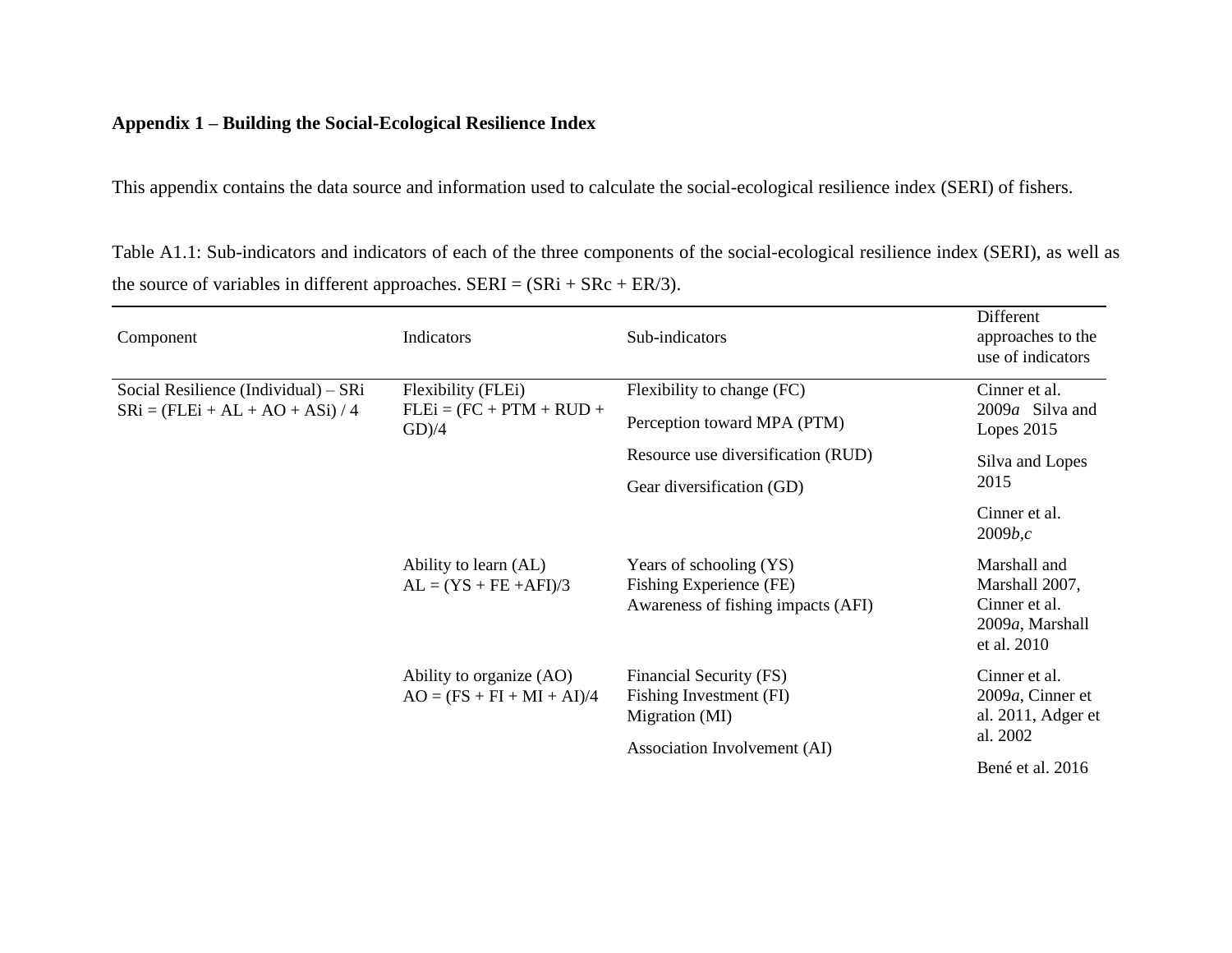**Appendix 1 – Building the Social-Ecological Resilience Index**

This appendix contains the data source and information used to calculate the social-ecological resilience index (SERI) of fishers.

Table A1.1: Sub-indicators and indicators of each of the three components of the social-ecological resilience index (SERI), as well as the source of variables in different approaches. SERI = (SRi + SRc + ER/3).

| Component | Indicators | Sub-indicators | Different approaches to the use of indicators |
|---|---|---|---|
| Social Resilience (Individual) – SRi<br>SRi = (FLEi + AL + AO + ASi) / 4 | Flexibility (FLEi)<br>FLEi = (FC + PTM + RUD + GD)/4 | Flexibility to change (FC)<br>Perception toward MPA (PTM) | Cinner et al. 2009*a* Silva and Lopes 2015 |
| | | Resource use diversification (RUD) | Silva and Lopes 2015 |
| | | Gear diversification (GD) | Cinner et al. 2009*b,c* |
| | Ability to learn (AL)<br>AL = (YS + FE +AFI)/3 | Years of schooling (YS)<br>Fishing Experience (FE)<br>Awareness of fishing impacts (AFI) | Marshall and Marshall 2007, Cinner et al. 2009*a*, Marshall et al. 2010 |
| | Ability to organize (AO)<br>AO = (FS + FI + MI + AI)/4 | Financial Security (FS)<br>Fishing Investment (FI)<br>Migration (MI) | Cinner et al. 2009*a*, Cinner et al. 2011, Adger et al. 2002 |
| | | Association Involvement (AI) | Bené et al. 2016 |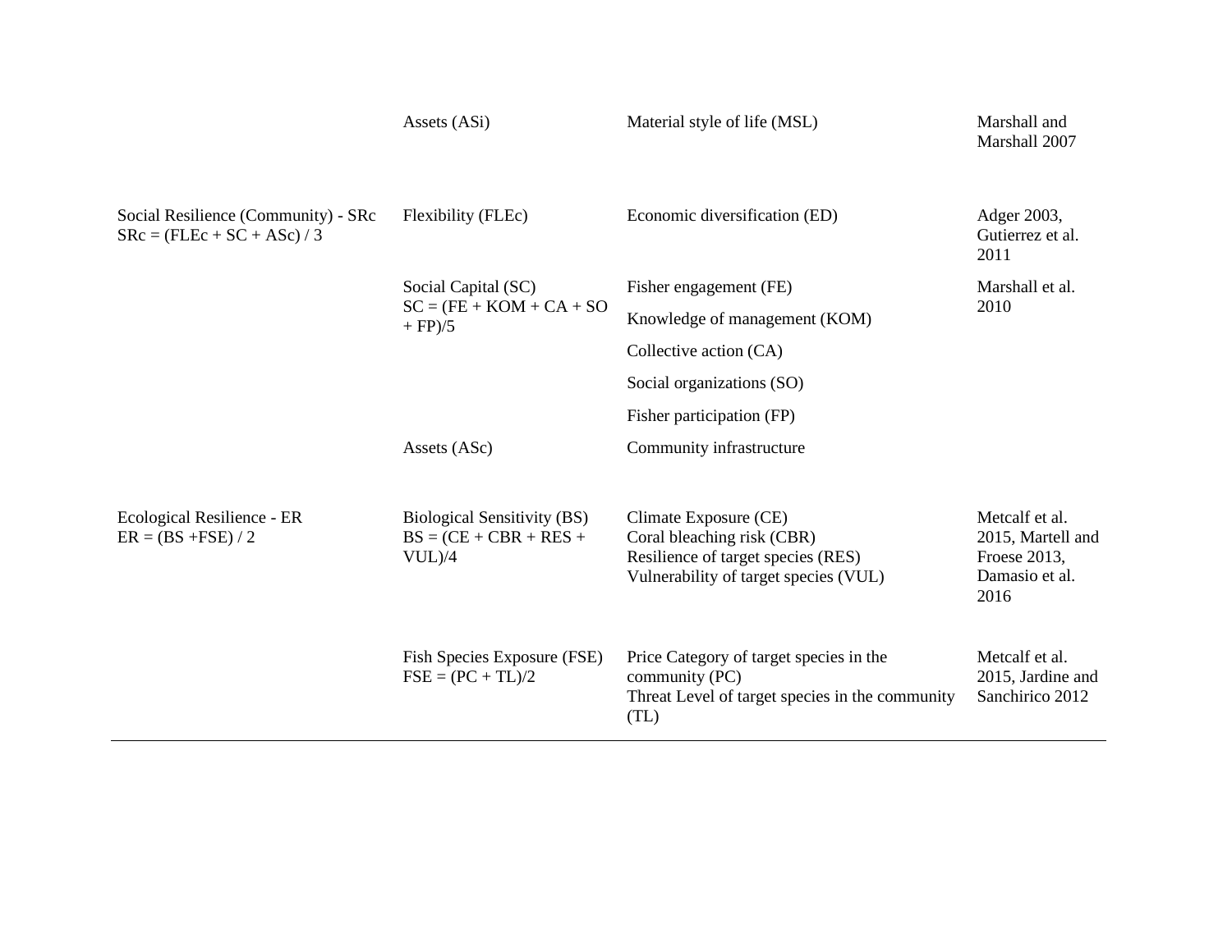| | | | |
|---|---|---|---|
| | Assets (ASi) | Material style of life (MSL) | Marshall and Marshall 2007 |
| Social Resilience (Community) - SRc<br>SRc = (FLEc + SC + ASc) / 3 | Flexibility (FLEc) | Economic diversification (ED) | Adger 2003, Gutierrez et al. 2011 |
| | Social Capital (SC)<br>SC = (FE + KOM + CA + SO + FP)/5 | Fisher engagement (FE) | Marshall et al. 2010 |
| | | Knowledge of management (KOM) | |
| | | Collective action (CA) | |
| | | Social organizations (SO) | |
| | | Fisher participation (FP) | |
| | Assets (ASc) | Community infrastructure | |
| Ecological Resilience - ER<br>ER = (BS +FSE) / 2 | Biological Sensitivity (BS)<br>BS = (CE + CBR + RES + VUL)/4 | Climate Exposure (CE)<br>Coral bleaching risk (CBR)<br>Resilience of target species (RES)<br>Vulnerability of target species (VUL) | Metcalf et al. 2015, Martell and Froese 2013, Damasio et al. 2016 |
| | Fish Species Exposure (FSE)<br>FSE = (PC + TL)/2 | Price Category of target species in the community (PC)<br>Threat Level of target species in the community (TL) | Metcalf et al. 2015, Jardine and Sanchirico 2012 |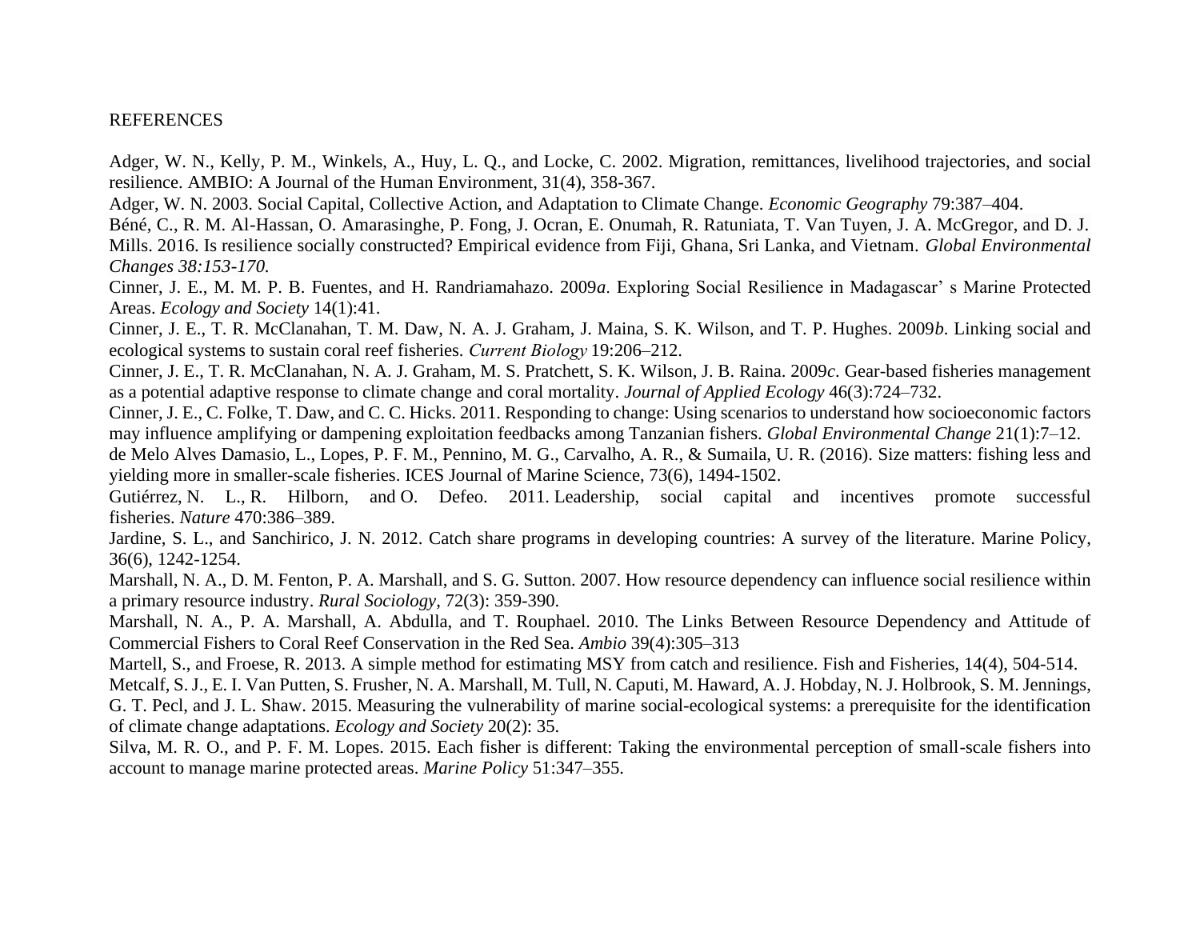REFERENCES

Adger, W. N., Kelly, P. M., Winkels, A., Huy, L. Q., and Locke, C. 2002. Migration, remittances, livelihood trajectories, and social resilience. AMBIO: A Journal of the Human Environment, 31(4), 358-367.

Adger, W. N. 2003. Social Capital, Collective Action, and Adaptation to Climate Change. *Economic Geography* 79:387–404.

Béné, C., R. M. Al-Hassan, O. Amarasinghe, P. Fong, J. Ocran, E. Onumah, R. Ratuniata, T. Van Tuyen, J. A. McGregor, and D. J. Mills. 2016. Is resilience socially constructed? Empirical evidence from Fiji, Ghana, Sri Lanka, and Vietnam. *Global Environmental Changes 38:153-170.*

Cinner, J. E., M. M. P. B. Fuentes, and H. Randriamahazo. 2009*a*. Exploring Social Resilience in Madagascar' s Marine Protected Areas. *Ecology and Society* 14(1):41.

Cinner, J. E., T. R. McClanahan, T. M. Daw, N. A. J. Graham, J. Maina, S. K. Wilson, and T. P. Hughes. 2009*b*. Linking social and ecological systems to sustain coral reef fisheries. *Current Biology* 19:206–212.

Cinner, J. E., T. R. McClanahan, N. A. J. Graham, M. S. Pratchett, S. K. Wilson, J. B. Raina. 2009*c*. Gear-based fisheries management as a potential adaptive response to climate change and coral mortality. *Journal of Applied Ecology* 46(3):724–732.

Cinner, J. E., C. Folke, T. Daw, and C. C. Hicks. 2011. Responding to change: Using scenarios to understand how socioeconomic factors may influence amplifying or dampening exploitation feedbacks among Tanzanian fishers. *Global Environmental Change* 21(1):7–12.

de Melo Alves Damasio, L., Lopes, P. F. M., Pennino, M. G., Carvalho, A. R., & Sumaila, U. R. (2016). Size matters: fishing less and yielding more in smaller-scale fisheries. ICES Journal of Marine Science, 73(6), 1494-1502.

Gutiérrez, N. L., R. Hilborn, and O. Defeo. 2011. Leadership, social capital and incentives promote successful fisheries. *Nature* 470:386–389.

Jardine, S. L., and Sanchirico, J. N. 2012. Catch share programs in developing countries: A survey of the literature. Marine Policy, 36(6), 1242-1254.

Marshall, N. A., D. M. Fenton, P. A. Marshall, and S. G. Sutton. 2007. How resource dependency can influence social resilience within a primary resource industry. *Rural Sociology*, 72(3): 359-390.

Marshall, N. A., P. A. Marshall, A. Abdulla, and T. Rouphael. 2010. The Links Between Resource Dependency and Attitude of Commercial Fishers to Coral Reef Conservation in the Red Sea. *Ambio* 39(4):305–313

Martell, S., and Froese, R. 2013. A simple method for estimating MSY from catch and resilience. Fish and Fisheries, 14(4), 504-514.

Metcalf, S. J., E. I. Van Putten, S. Frusher, N. A. Marshall, M. Tull, N. Caputi, M. Haward, A. J. Hobday, N. J. Holbrook, S. M. Jennings, G. T. Pecl, and J. L. Shaw. 2015. Measuring the vulnerability of marine social-ecological systems: a prerequisite for the identification of climate change adaptations. *Ecology and Society* 20(2): 35.

Silva, M. R. O., and P. F. M. Lopes. 2015. Each fisher is different: Taking the environmental perception of small-scale fishers into account to manage marine protected areas. *Marine Policy* 51:347–355.